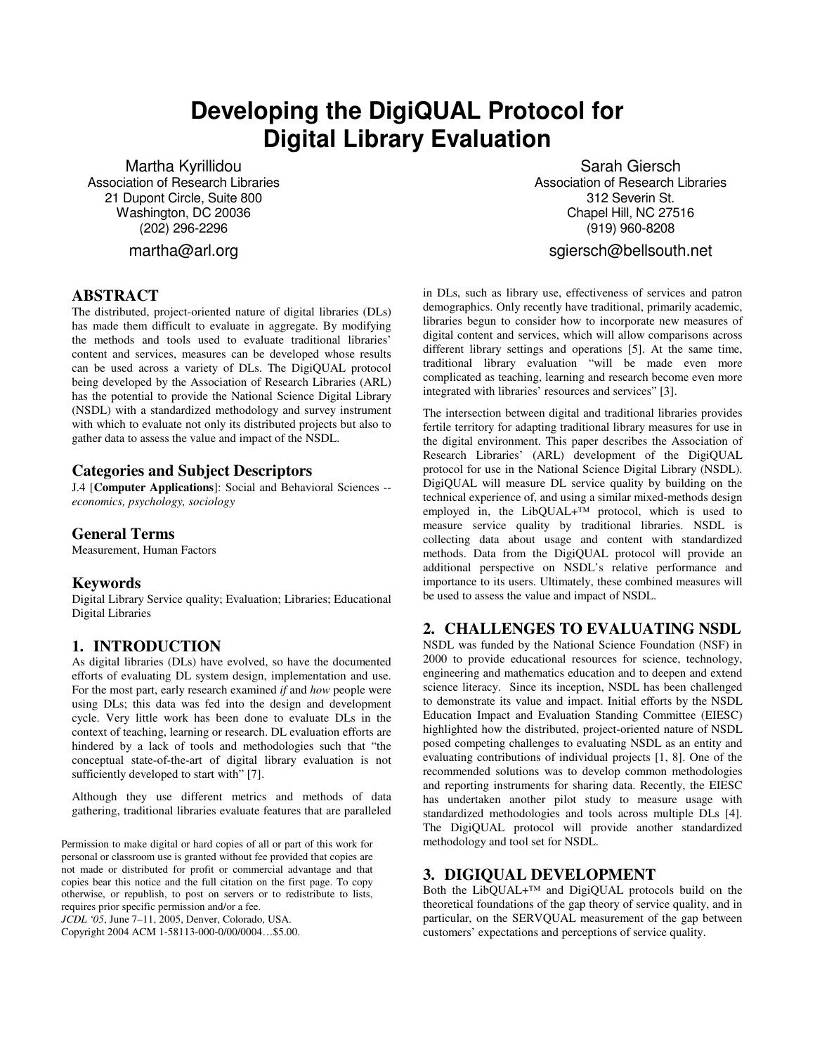# Developing the DigiQUAL Protocol for Digital Library Evaluation

Martha Kyrillidou
Association of Research Libraries
21 Dupont Circle, Suite 800
Washington, DC 20036
(202) 296-2296
martha@arl.org

Sarah Giersch
Association of Research Libraries
312 Severin St.
Chapel Hill, NC 27516
(919) 960-8208
sgiersch@bellsouth.net

## ABSTRACT

The distributed, project-oriented nature of digital libraries (DLs) has made them difficult to evaluate in aggregate. By modifying the methods and tools used to evaluate traditional libraries' content and services, measures can be developed whose results can be used across a variety of DLs. The DigiQUAL protocol being developed by the Association of Research Libraries (ARL) has the potential to provide the National Science Digital Library (NSDL) with a standardized methodology and survey instrument with which to evaluate not only its distributed projects but also to gather data to assess the value and impact of the NSDL.

### Categories and Subject Descriptors

J.4 [**Computer Applications**]: Social and Behavioral Sciences -- *economics, psychology, sociology*

### General Terms

Measurement, Human Factors

### Keywords

Digital Library Service quality; Evaluation; Libraries; Educational Digital Libraries

## 1. INTRODUCTION

As digital libraries (DLs) have evolved, so have the documented efforts of evaluating DL system design, implementation and use. For the most part, early research examined *if* and *how* people were using DLs; this data was fed into the design and development cycle. Very little work has been done to evaluate DLs in the context of teaching, learning or research. DL evaluation efforts are hindered by a lack of tools and methodologies such that "the conceptual state-of-the-art of digital library evaluation is not sufficiently developed to start with" [7].

Although they use different metrics and methods of data gathering, traditional libraries evaluate features that are paralleled in DLs, such as library use, effectiveness of services and patron demographics. Only recently have traditional, primarily academic, libraries begun to consider how to incorporate new measures of digital content and services, which will allow comparisons across different library settings and operations [5]. At the same time, traditional library evaluation "will be made even more complicated as teaching, learning and research become even more integrated with libraries' resources and services" [3].

The intersection between digital and traditional libraries provides fertile territory for adapting traditional library measures for use in the digital environment. This paper describes the Association of Research Libraries' (ARL) development of the DigiQUAL protocol for use in the National Science Digital Library (NSDL). DigiQUAL will measure DL service quality by building on the technical experience of, and using a similar mixed-methods design employed in, the LibQUAL+™ protocol, which is used to measure service quality by traditional libraries. NSDL is collecting data about usage and content with standardized methods. Data from the DigiQUAL protocol will provide an additional perspective on NSDL's relative performance and importance to its users. Ultimately, these combined measures will be used to assess the value and impact of NSDL.

## 2. CHALLENGES TO EVALUATING NSDL

NSDL was funded by the National Science Foundation (NSF) in 2000 to provide educational resources for science, technology, engineering and mathematics education and to deepen and extend science literacy. Since its inception, NSDL has been challenged to demonstrate its value and impact. Initial efforts by the NSDL Education Impact and Evaluation Standing Committee (EIESC) highlighted how the distributed, project-oriented nature of NSDL posed competing challenges to evaluating NSDL as an entity and evaluating contributions of individual projects [1, 8]. One of the recommended solutions was to develop common methodologies and reporting instruments for sharing data. Recently, the EIESC has undertaken another pilot study to measure usage with standardized methodologies and tools across multiple DLs [4]. The DigiQUAL protocol will provide another standardized methodology and tool set for NSDL.

## 3. DIGIQUAL DEVELOPMENT

Both the LibQUAL+™ and DigiQUAL protocols build on the theoretical foundations of the gap theory of service quality, and in particular, on the SERVQUAL measurement of the gap between customers' expectations and perceptions of service quality.

Permission to make digital or hard copies of all or part of this work for personal or classroom use is granted without fee provided that copies are not made or distributed for profit or commercial advantage and that copies bear this notice and the full citation on the first page. To copy otherwise, or republish, to post on servers or to redistribute to lists, requires prior specific permission and/or a fee.
*JCDL '05*, June 7–11, 2005, Denver, Colorado, USA.
Copyright 2004 ACM 1-58113-000-0/00/0004…$5.00.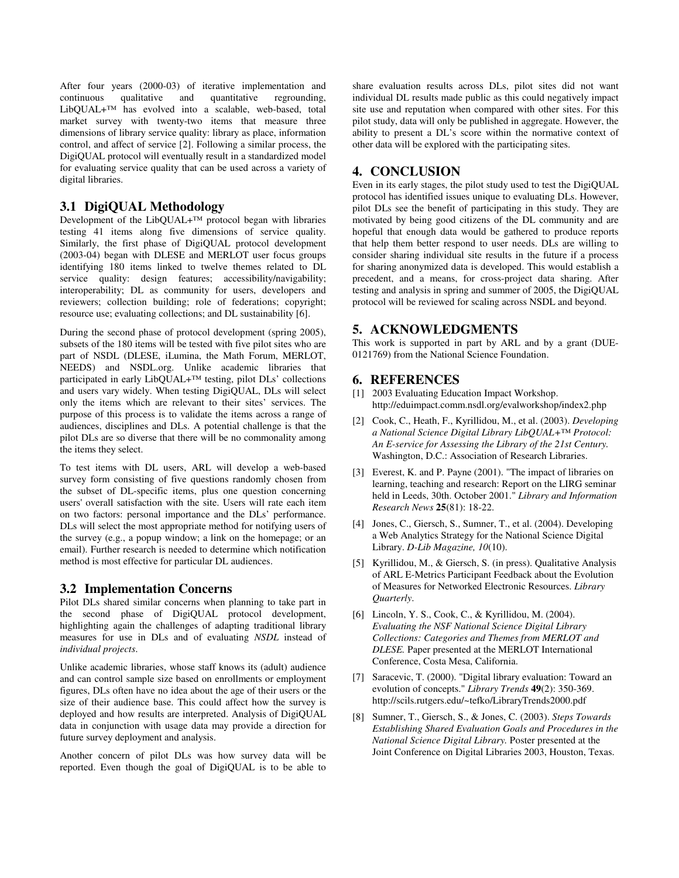After four years (2000-03) of iterative implementation and continuous qualitative and quantitative regrounding, LibQUAL+™ has evolved into a scalable, web-based, total market survey with twenty-two items that measure three dimensions of library service quality: library as place, information control, and affect of service [2]. Following a similar process, the DigiQUAL protocol will eventually result in a standardized model for evaluating service quality that can be used across a variety of digital libraries.

### 3.1 DigiQUAL Methodology

Development of the LibQUAL+™ protocol began with libraries testing 41 items along five dimensions of service quality. Similarly, the first phase of DigiQUAL protocol development (2003-04) began with DLESE and MERLOT user focus groups identifying 180 items linked to twelve themes related to DL service quality: design features; accessibility/navigability; interoperability; DL as community for users, developers and reviewers; collection building; role of federations; copyright; resource use; evaluating collections; and DL sustainability [6].

During the second phase of protocol development (spring 2005), subsets of the 180 items will be tested with five pilot sites who are part of NSDL (DLESE, iLumina, the Math Forum, MERLOT, NEEDS) and NSDL.org. Unlike academic libraries that participated in early LibQUAL+™ testing, pilot DLs' collections and users vary widely. When testing DigiQUAL, DLs will select only the items which are relevant to their sites' services. The purpose of this process is to validate the items across a range of audiences, disciplines and DLs. A potential challenge is that the pilot DLs are so diverse that there will be no commonality among the items they select.

To test items with DL users, ARL will develop a web-based survey form consisting of five questions randomly chosen from the subset of DL-specific items, plus one question concerning users' overall satisfaction with the site. Users will rate each item on two factors: personal importance and the DLs' performance. DLs will select the most appropriate method for notifying users of the survey (e.g., a popup window; a link on the homepage; or an email). Further research is needed to determine which notification method is most effective for particular DL audiences.

### 3.2 Implementation Concerns

Pilot DLs shared similar concerns when planning to take part in the second phase of DigiQUAL protocol development, highlighting again the challenges of adapting traditional library measures for use in DLs and of evaluating *NSDL* instead of *individual projects*.

Unlike academic libraries, whose staff knows its (adult) audience and can control sample size based on enrollments or employment figures, DLs often have no idea about the age of their users or the size of their audience base. This could affect how the survey is deployed and how results are interpreted. Analysis of DigiQUAL data in conjunction with usage data may provide a direction for future survey deployment and analysis.

Another concern of pilot DLs was how survey data will be reported. Even though the goal of DigiQUAL is to be able to share evaluation results across DLs, pilot sites did not want individual DL results made public as this could negatively impact site use and reputation when compared with other sites. For this pilot study, data will only be published in aggregate. However, the ability to present a DL's score within the normative context of other data will be explored with the participating sites.

## 4. CONCLUSION

Even in its early stages, the pilot study used to test the DigiQUAL protocol has identified issues unique to evaluating DLs. However, pilot DLs see the benefit of participating in this study. They are motivated by being good citizens of the DL community and are hopeful that enough data would be gathered to produce reports that help them better respond to user needs. DLs are willing to consider sharing individual site results in the future if a process for sharing anonymized data is developed. This would establish a precedent, and a means, for cross-project data sharing. After testing and analysis in spring and summer of 2005, the DigiQUAL protocol will be reviewed for scaling across NSDL and beyond.

## 5. ACKNOWLEDGMENTS

This work is supported in part by ARL and by a grant (DUE-0121769) from the National Science Foundation.

## 6. REFERENCES

[1] 2003 Evaluating Education Impact Workshop. http://eduimpact.comm.nsdl.org/evalworkshop/index2.php

[2] Cook, C., Heath, F., Kyrillidou, M., et al. (2003). *Developing a National Science Digital Library LibQUAL+™ Protocol: An E-service for Assessing the Library of the 21st Century.* Washington, D.C.: Association of Research Libraries.

[3] Everest, K. and P. Payne (2001). "The impact of libraries on learning, teaching and research: Report on the LIRG seminar held in Leeds, 30th. October 2001." *Library and Information Research News* **25**(81): 18-22.

[4] Jones, C., Giersch, S., Sumner, T., et al. (2004). Developing a Web Analytics Strategy for the National Science Digital Library. *D-Lib Magazine, 10*(10).

[5] Kyrillidou, M., & Giersch, S. (in press). Qualitative Analysis of ARL E-Metrics Participant Feedback about the Evolution of Measures for Networked Electronic Resources. *Library Quarterly*.

[6] Lincoln, Y. S., Cook, C., & Kyrillidou, M. (2004). *Evaluating the NSF National Science Digital Library Collections: Categories and Themes from MERLOT and DLESE.* Paper presented at the MERLOT International Conference, Costa Mesa, California.

[7] Saracevic, T. (2000). "Digital library evaluation: Toward an evolution of concepts." *Library Trends* **49**(2): 350-369. http://scils.rutgers.edu/~tefko/LibraryTrends2000.pdf

[8] Sumner, T., Giersch, S., & Jones, C. (2003). *Steps Towards Establishing Shared Evaluation Goals and Procedures in the National Science Digital Library.* Poster presented at the Joint Conference on Digital Libraries 2003, Houston, Texas.